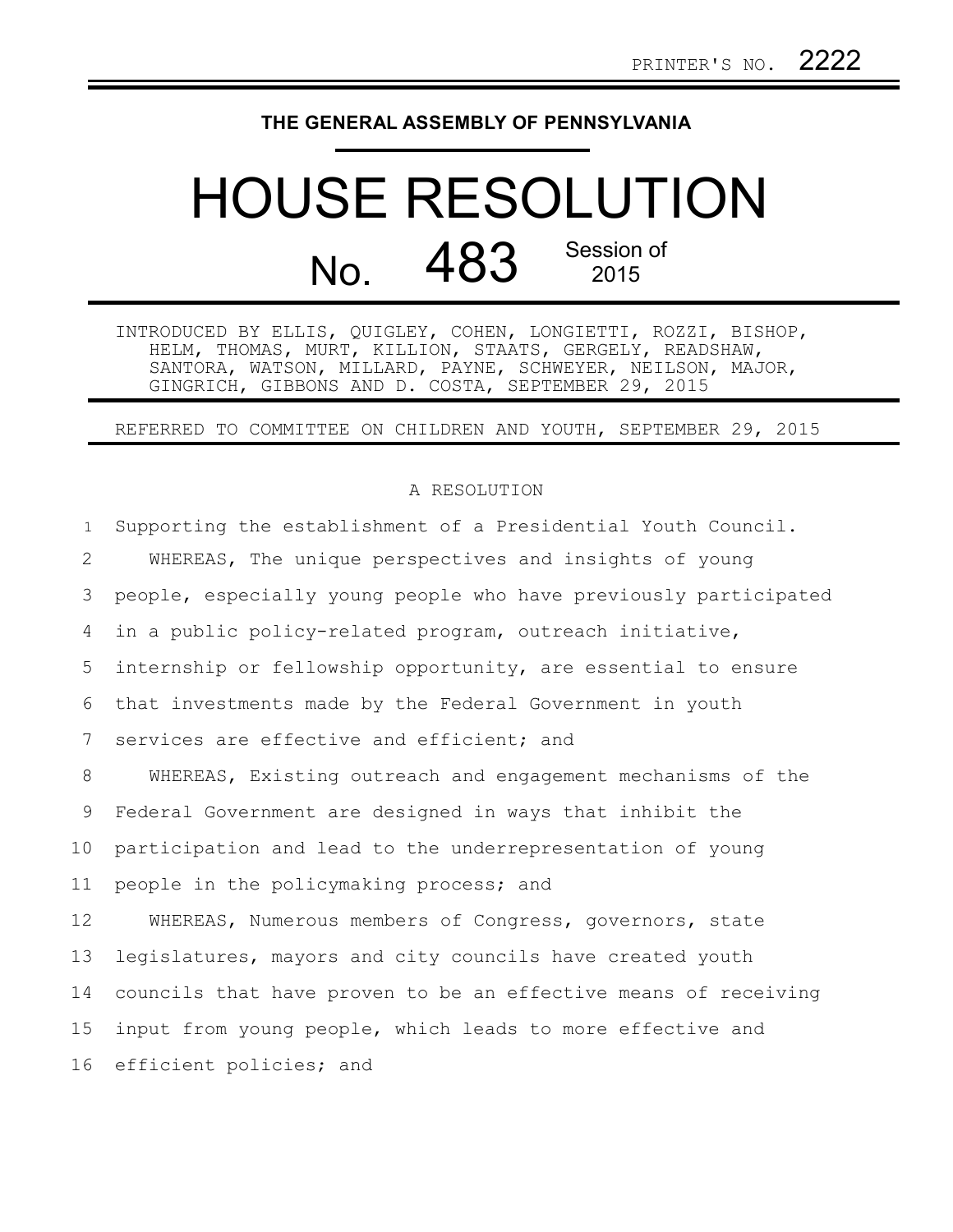PRINTER'S NO. 2222

**THE GENERAL ASSEMBLY OF PENNSYLVANIA**

# HOUSE RESOLUTION

## No. 483 Session of 2015

INTRODUCED BY ELLIS, QUIGLEY, COHEN, LONGIETTI, ROZZI, BISHOP, HELM, THOMAS, MURT, KILLION, STAATS, GERGELY, READSHAW, SANTORA, WATSON, MILLARD, PAYNE, SCHWEYER, NEILSON, MAJOR, GINGRICH, GIBBONS AND D. COSTA, SEPTEMBER 29, 2015

REFERRED TO COMMITTEE ON CHILDREN AND YOUTH, SEPTEMBER 29, 2015

A RESOLUTION

Supporting the establishment of a Presidential Youth Council.

WHEREAS, The unique perspectives and insights of young people, especially young people who have previously participated in a public policy-related program, outreach initiative, internship or fellowship opportunity, are essential to ensure that investments made by the Federal Government in youth services are effective and efficient; and

WHEREAS, Existing outreach and engagement mechanisms of the Federal Government are designed in ways that inhibit the participation and lead to the underrepresentation of young people in the policymaking process; and

WHEREAS, Numerous members of Congress, governors, state legislatures, mayors and city councils have created youth councils that have proven to be an effective means of receiving input from young people, which leads to more effective and efficient policies; and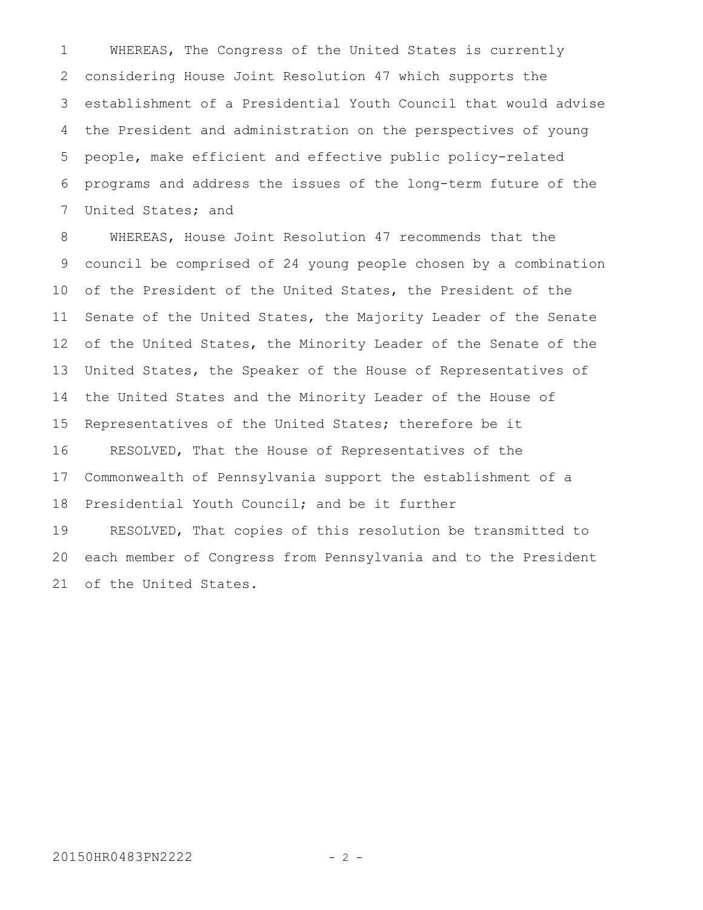WHEREAS, The Congress of the United States is currently considering House Joint Resolution 47 which supports the establishment of a Presidential Youth Council that would advise the President and administration on the perspectives of young people, make efficient and effective public policy-related programs and address the issues of the long-term future of the United States; and

WHEREAS, House Joint Resolution 47 recommends that the council be comprised of 24 young people chosen by a combination of the President of the United States, the President of the Senate of the United States, the Majority Leader of the Senate of the United States, the Minority Leader of the Senate of the United States, the Speaker of the House of Representatives of the United States and the Minority Leader of the House of Representatives of the United States; therefore be it

RESOLVED, That the House of Representatives of the Commonwealth of Pennsylvania support the establishment of a Presidential Youth Council; and be it further

RESOLVED, That copies of this resolution be transmitted to each member of Congress from Pennsylvania and to the President of the United States.